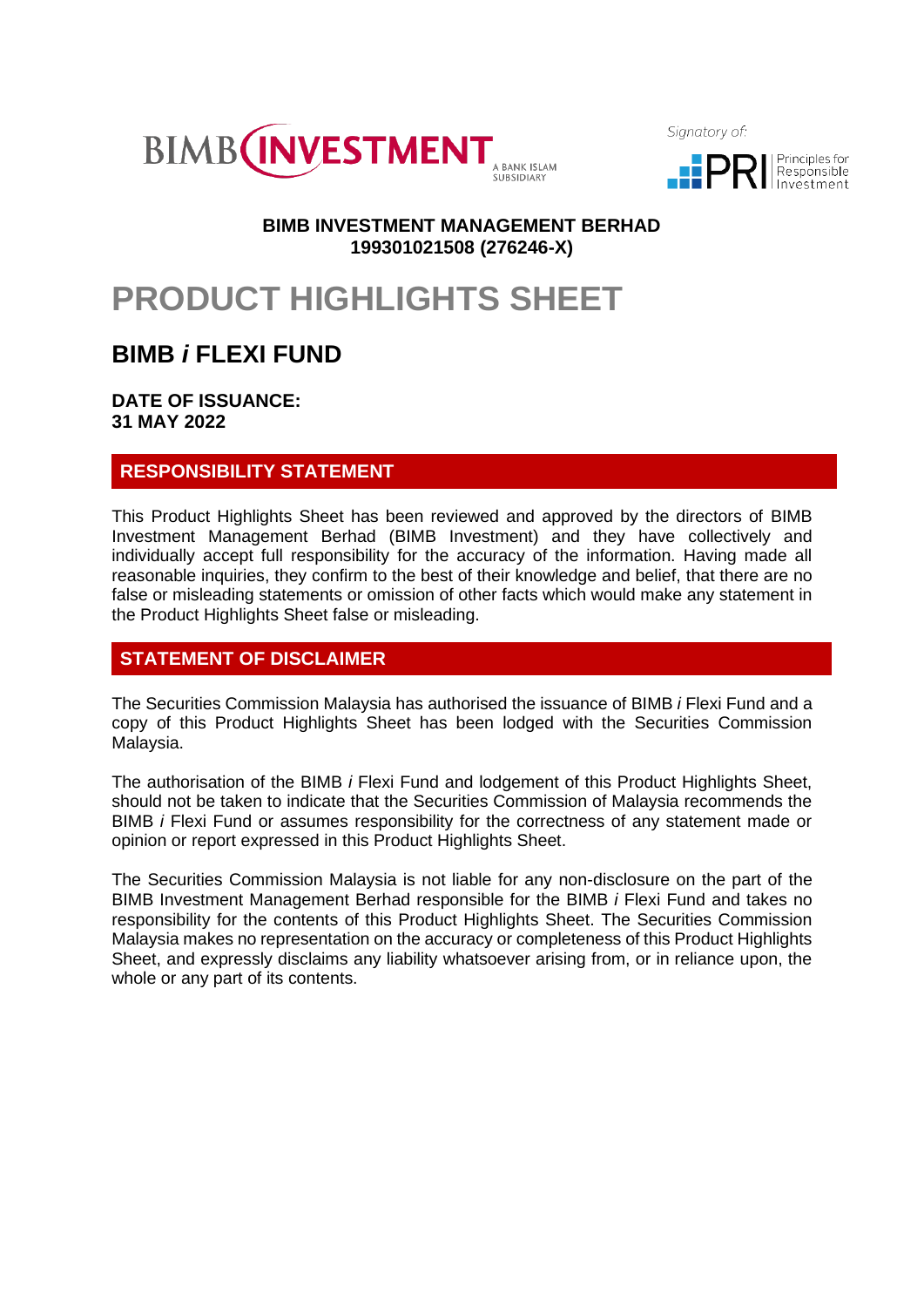BIMB INVESTMENT — A BANK ISLAM SUBSIDIARY

Signatory of: PRI Principles for Responsible Investment

**BIMB INVESTMENT MANAGEMENT BERHAD**
**199301021508 (276246-X)**

# PRODUCT HIGHLIGHTS SHEET

## BIMB *i* FLEXI FUND

**DATE OF ISSUANCE:**
**31 MAY 2022**

## RESPONSIBILITY STATEMENT

This Product Highlights Sheet has been reviewed and approved by the directors of BIMB Investment Management Berhad (BIMB Investment) and they have collectively and individually accept full responsibility for the accuracy of the information. Having made all reasonable inquiries, they confirm to the best of their knowledge and belief, that there are no false or misleading statements or omission of other facts which would make any statement in the Product Highlights Sheet false or misleading.

## STATEMENT OF DISCLAIMER

The Securities Commission Malaysia has authorised the issuance of BIMB *i* Flexi Fund and a copy of this Product Highlights Sheet has been lodged with the Securities Commission Malaysia.

The authorisation of the BIMB *i* Flexi Fund and lodgement of this Product Highlights Sheet, should not be taken to indicate that the Securities Commission of Malaysia recommends the BIMB *i* Flexi Fund or assumes responsibility for the correctness of any statement made or opinion or report expressed in this Product Highlights Sheet.

The Securities Commission Malaysia is not liable for any non-disclosure on the part of the BIMB Investment Management Berhad responsible for the BIMB *i* Flexi Fund and takes no responsibility for the contents of this Product Highlights Sheet. The Securities Commission Malaysia makes no representation on the accuracy or completeness of this Product Highlights Sheet, and expressly disclaims any liability whatsoever arising from, or in reliance upon, the whole or any part of its contents.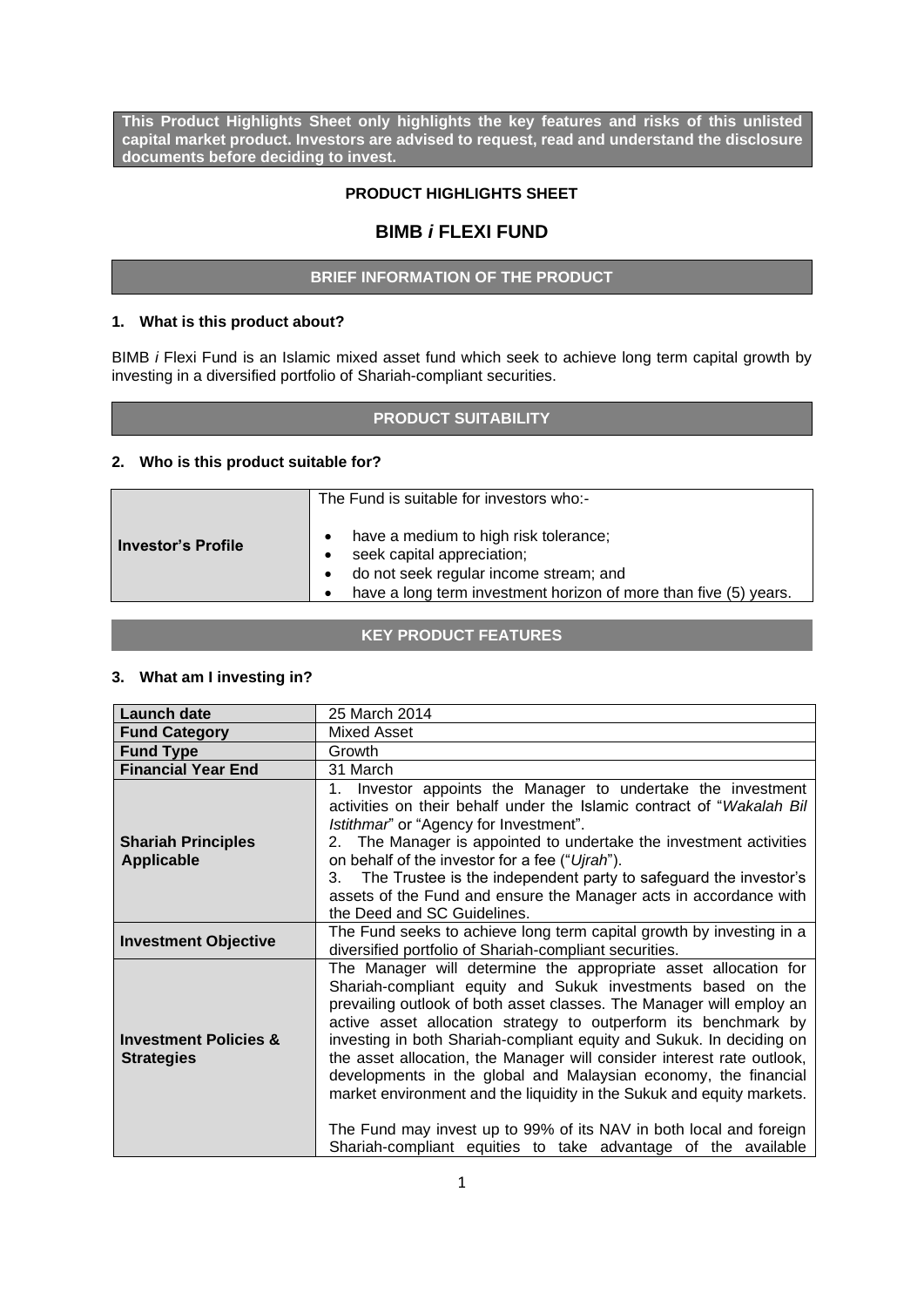**This Product Highlights Sheet only highlights the key features and risks of this unlisted capital market product. Investors are advised to request, read and understand the disclosure documents before deciding to invest.**

**PRODUCT HIGHLIGHTS SHEET**

# BIMB *i* FLEXI FUND

## BRIEF INFORMATION OF THE PRODUCT

### 1. What is this product about?

BIMB *i* Flexi Fund is an Islamic mixed asset fund which seek to achieve long term capital growth by investing in a diversified portfolio of Shariah-compliant securities.

## PRODUCT SUITABILITY

### 2. Who is this product suitable for?

| | |
|---|---|
| **Investor's Profile** | The Fund is suitable for investors who:-<br>• have a medium to high risk tolerance;<br>• seek capital appreciation;<br>• do not seek regular income stream; and<br>• have a long term investment horizon of more than five (5) years. |

## KEY PRODUCT FEATURES

### 3. What am I investing in?

| | |
|---|---|
| **Launch date** | 25 March 2014 |
| **Fund Category** | Mixed Asset |
| **Fund Type** | Growth |
| **Financial Year End** | 31 March |
| **Shariah Principles Applicable** | 1. Investor appoints the Manager to undertake the investment activities on their behalf under the Islamic contract of "*Wakalah Bil Istithmar*" or "Agency for Investment".<br>2. The Manager is appointed to undertake the investment activities on behalf of the investor for a fee ("*Ujrah*").<br>3. The Trustee is the independent party to safeguard the investor's assets of the Fund and ensure the Manager acts in accordance with the Deed and SC Guidelines. |
| **Investment Objective** | The Fund seeks to achieve long term capital growth by investing in a diversified portfolio of Shariah-compliant securities. |
| **Investment Policies & Strategies** | The Manager will determine the appropriate asset allocation for Shariah-compliant equity and Sukuk investments based on the prevailing outlook of both asset classes. The Manager will employ an active asset allocation strategy to outperform its benchmark by investing in both Shariah-compliant equity and Sukuk. In deciding on the asset allocation, the Manager will consider interest rate outlook, developments in the global and Malaysian economy, the financial market environment and the liquidity in the Sukuk and equity markets.<br><br>The Fund may invest up to 99% of its NAV in both local and foreign Shariah-compliant equities to take advantage of the available |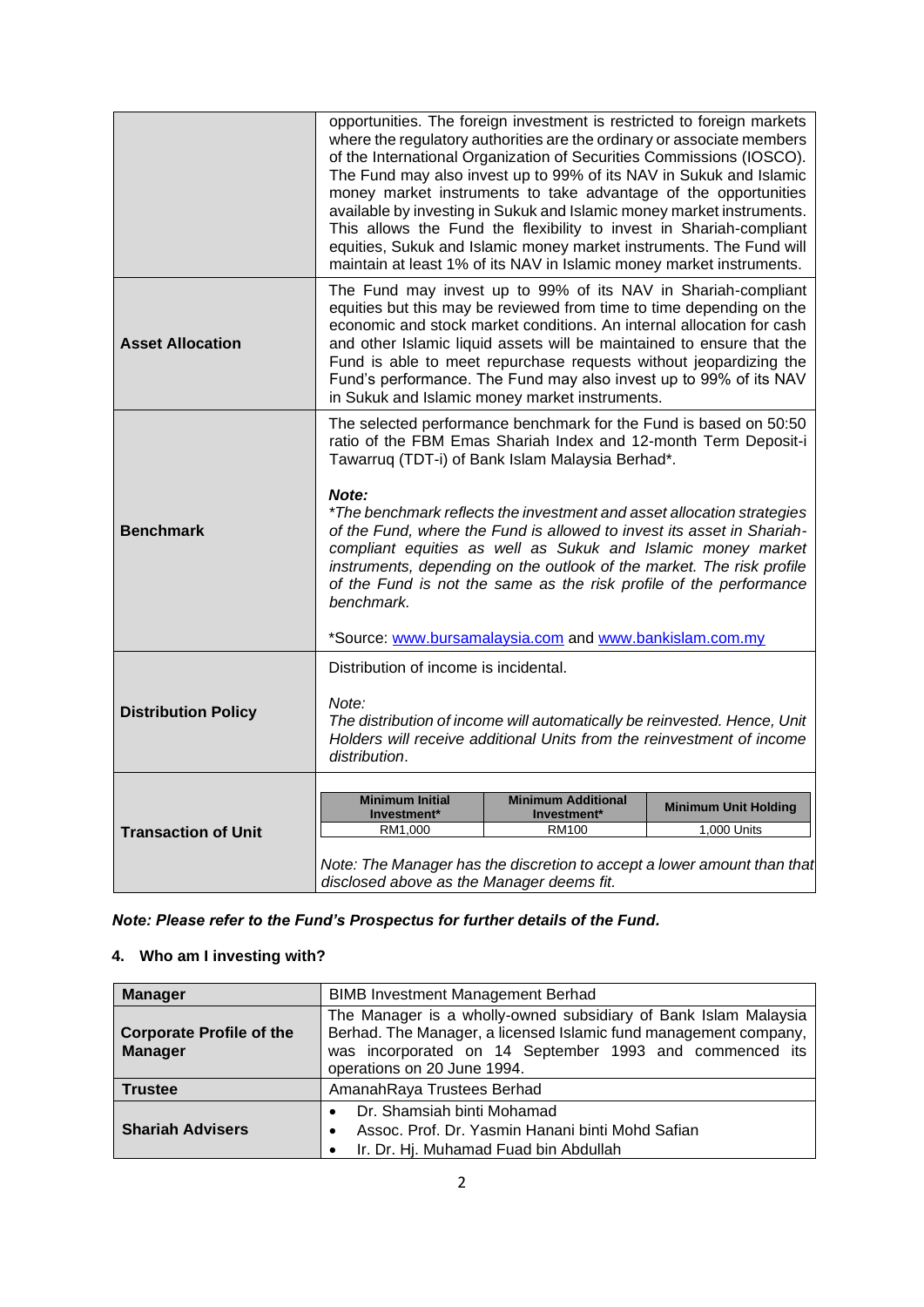| | |
|---|---|
| | opportunities. The foreign investment is restricted to foreign markets where the regulatory authorities are the ordinary or associate members of the International Organization of Securities Commissions (IOSCO). The Fund may also invest up to 99% of its NAV in Sukuk and Islamic money market instruments to take advantage of the opportunities available by investing in Sukuk and Islamic money market instruments. This allows the Fund the flexibility to invest in Shariah-compliant equities, Sukuk and Islamic money market instruments. The Fund will maintain at least 1% of its NAV in Islamic money market instruments. |
| **Asset Allocation** | The Fund may invest up to 99% of its NAV in Shariah-compliant equities but this may be reviewed from time to time depending on the economic and stock market conditions. An internal allocation for cash and other Islamic liquid assets will be maintained to ensure that the Fund is able to meet repurchase requests without jeopardizing the Fund's performance. The Fund may also invest up to 99% of its NAV in Sukuk and Islamic money market instruments. |
| **Benchmark** | The selected performance benchmark for the Fund is based on 50:50 ratio of the FBM Emas Shariah Index and 12-month Term Deposit-i Tawarruq (TDT-i) of Bank Islam Malaysia Berhad*.<br><br>***Note:***<br>*\*The benchmark reflects the investment and asset allocation strategies of the Fund, where the Fund is allowed to invest its asset in Shariah-compliant equities as well as Sukuk and Islamic money market instruments, depending on the outlook of the market. The risk profile of the Fund is not the same as the risk profile of the performance benchmark.*<br><br>*Source: www.bursamalaysia.com and www.bankislam.com.my |
| **Distribution Policy** | Distribution of income is incidental.<br><br>*Note:*<br>*The distribution of income will automatically be reinvested. Hence, Unit Holders will receive additional Units from the reinvestment of income distribution.* |
| **Transaction of Unit** | **Minimum Initial Investment\***: RM1,000<br>**Minimum Additional Investment\***: RM100<br>**Minimum Unit Holding**: 1,000 Units<br><br>*Note: The Manager has the discretion to accept a lower amount than that disclosed above as the Manager deems fit.* |

***Note: Please refer to the Fund's Prospectus for further details of the Fund.***

## 4. Who am I investing with?

| | |
|---|---|
| **Manager** | BIMB Investment Management Berhad |
| **Corporate Profile of the Manager** | The Manager is a wholly-owned subsidiary of Bank Islam Malaysia Berhad. The Manager, a licensed Islamic fund management company, was incorporated on 14 September 1993 and commenced its operations on 20 June 1994. |
| **Trustee** | AmanahRaya Trustees Berhad |
| **Shariah Advisers** | • Dr. Shamsiah binti Mohamad<br>• Assoc. Prof. Dr. Yasmin Hanani binti Mohd Safian<br>• Ir. Dr. Hj. Muhamad Fuad bin Abdullah |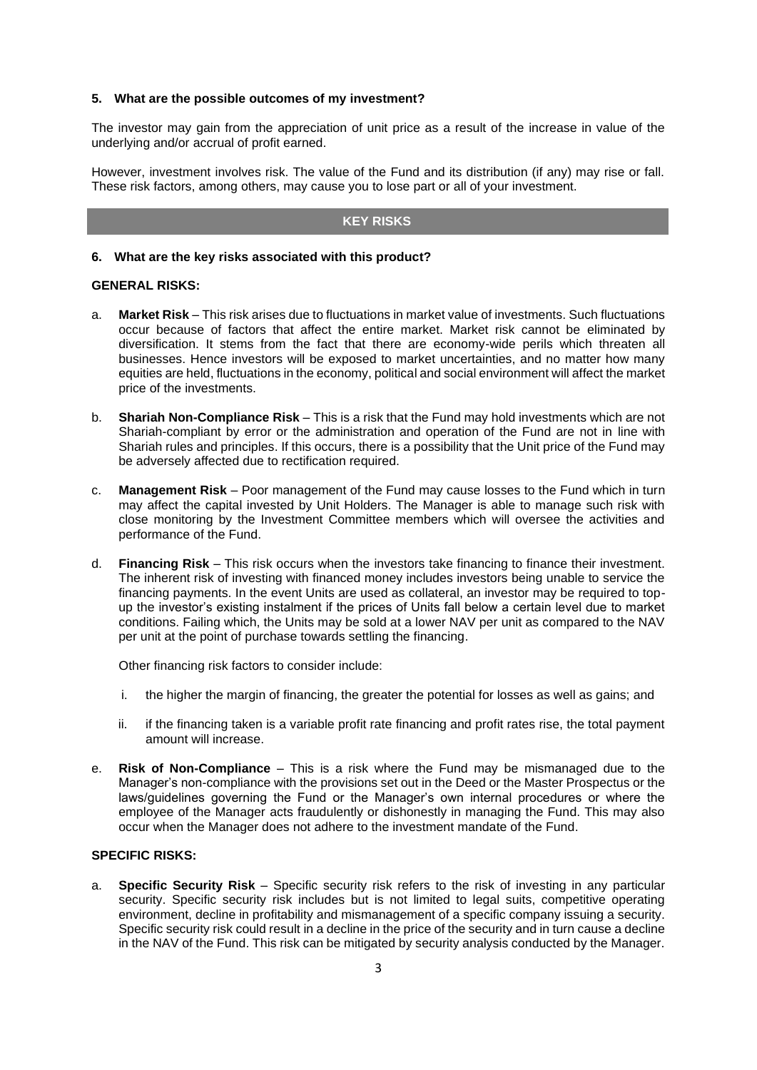### 5. What are the possible outcomes of my investment?

The investor may gain from the appreciation of unit price as a result of the increase in value of the underlying and/or accrual of profit earned.

However, investment involves risk. The value of the Fund and its distribution (if any) may rise or fall. These risk factors, among others, may cause you to lose part or all of your investment.

## KEY RISKS

### 6. What are the key risks associated with this product?

**GENERAL RISKS:**

a. **Market Risk** – This risk arises due to fluctuations in market value of investments. Such fluctuations occur because of factors that affect the entire market. Market risk cannot be eliminated by diversification. It stems from the fact that there are economy-wide perils which threaten all businesses. Hence investors will be exposed to market uncertainties, and no matter how many equities are held, fluctuations in the economy, political and social environment will affect the market price of the investments.

b. **Shariah Non-Compliance Risk** – This is a risk that the Fund may hold investments which are not Shariah-compliant by error or the administration and operation of the Fund are not in line with Shariah rules and principles. If this occurs, there is a possibility that the Unit price of the Fund may be adversely affected due to rectification required.

c. **Management Risk** – Poor management of the Fund may cause losses to the Fund which in turn may affect the capital invested by Unit Holders. The Manager is able to manage such risk with close monitoring by the Investment Committee members which will oversee the activities and performance of the Fund.

d. **Financing Risk** – This risk occurs when the investors take financing to finance their investment. The inherent risk of investing with financed money includes investors being unable to service the financing payments. In the event Units are used as collateral, an investor may be required to top-up the investor's existing instalment if the prices of Units fall below a certain level due to market conditions. Failing which, the Units may be sold at a lower NAV per unit as compared to the NAV per unit at the point of purchase towards settling the financing.

   Other financing risk factors to consider include:

   i. the higher the margin of financing, the greater the potential for losses as well as gains; and

   ii. if the financing taken is a variable profit rate financing and profit rates rise, the total payment amount will increase.

e. **Risk of Non-Compliance** – This is a risk where the Fund may be mismanaged due to the Manager's non-compliance with the provisions set out in the Deed or the Master Prospectus or the laws/guidelines governing the Fund or the Manager's own internal procedures or where the employee of the Manager acts fraudulently or dishonestly in managing the Fund. This may also occur when the Manager does not adhere to the investment mandate of the Fund.

**SPECIFIC RISKS:**

a. **Specific Security Risk** – Specific security risk refers to the risk of investing in any particular security. Specific security risk includes but is not limited to legal suits, competitive operating environment, decline in profitability and mismanagement of a specific company issuing a security. Specific security risk could result in a decline in the price of the security and in turn cause a decline in the NAV of the Fund. This risk can be mitigated by security analysis conducted by the Manager.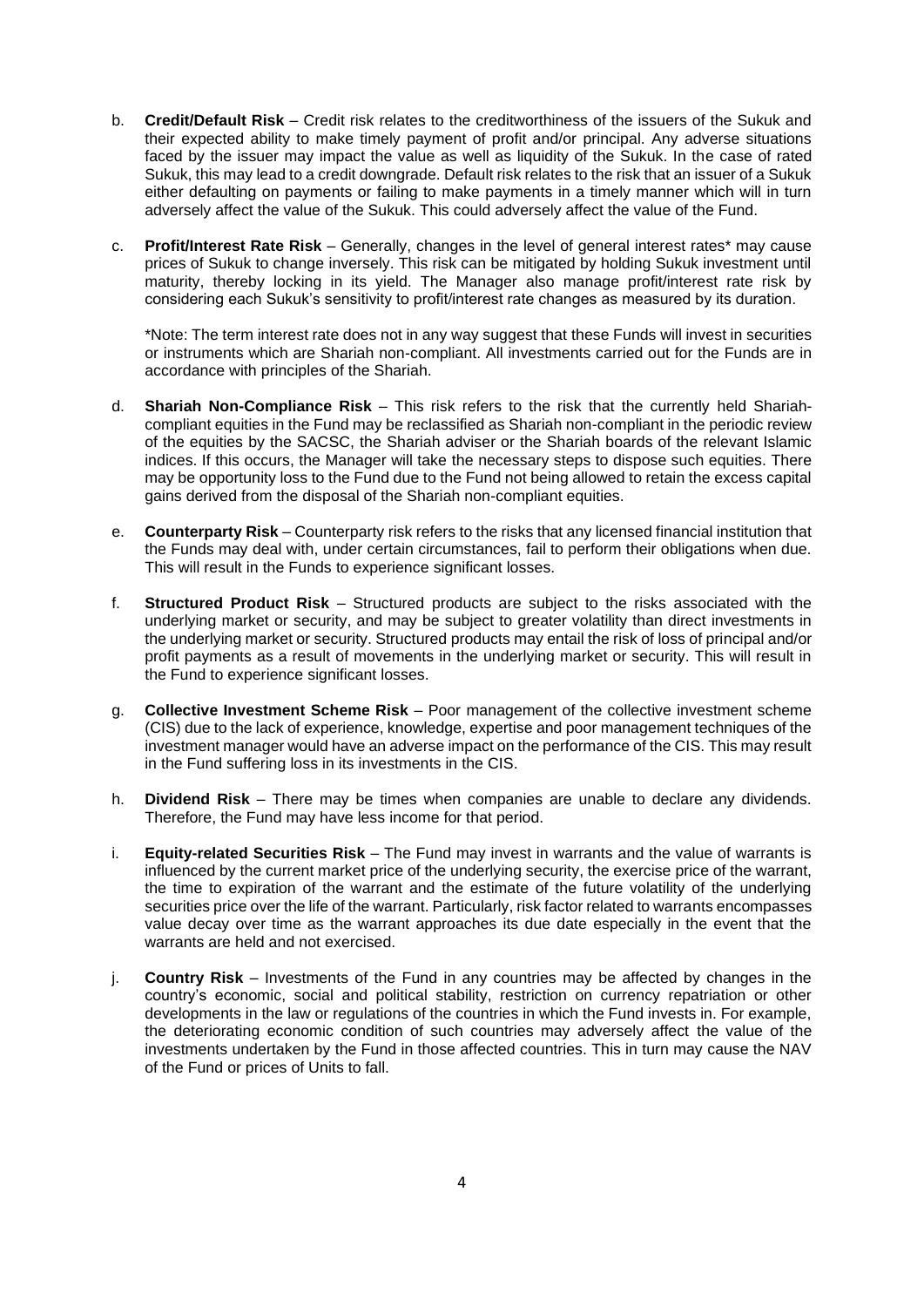b. **Credit/Default Risk** – Credit risk relates to the creditworthiness of the issuers of the Sukuk and their expected ability to make timely payment of profit and/or principal. Any adverse situations faced by the issuer may impact the value as well as liquidity of the Sukuk. In the case of rated Sukuk, this may lead to a credit downgrade. Default risk relates to the risk that an issuer of a Sukuk either defaulting on payments or failing to make payments in a timely manner which will in turn adversely affect the value of the Sukuk. This could adversely affect the value of the Fund.

c. **Profit/Interest Rate Risk** – Generally, changes in the level of general interest rates* may cause prices of Sukuk to change inversely. This risk can be mitigated by holding Sukuk investment until maturity, thereby locking in its yield. The Manager also manage profit/interest rate risk by considering each Sukuk's sensitivity to profit/interest rate changes as measured by its duration.

   *Note: The term interest rate does not in any way suggest that these Funds will invest in securities or instruments which are Shariah non-compliant. All investments carried out for the Funds are in accordance with principles of the Shariah.

d. **Shariah Non-Compliance Risk** – This risk refers to the risk that the currently held Shariah-compliant equities in the Fund may be reclassified as Shariah non-compliant in the periodic review of the equities by the SACSC, the Shariah adviser or the Shariah boards of the relevant Islamic indices. If this occurs, the Manager will take the necessary steps to dispose such equities. There may be opportunity loss to the Fund due to the Fund not being allowed to retain the excess capital gains derived from the disposal of the Shariah non-compliant equities.

e. **Counterparty Risk** – Counterparty risk refers to the risks that any licensed financial institution that the Funds may deal with, under certain circumstances, fail to perform their obligations when due. This will result in the Funds to experience significant losses.

f. **Structured Product Risk** – Structured products are subject to the risks associated with the underlying market or security, and may be subject to greater volatility than direct investments in the underlying market or security. Structured products may entail the risk of loss of principal and/or profit payments as a result of movements in the underlying market or security. This will result in the Fund to experience significant losses.

g. **Collective Investment Scheme Risk** – Poor management of the collective investment scheme (CIS) due to the lack of experience, knowledge, expertise and poor management techniques of the investment manager would have an adverse impact on the performance of the CIS. This may result in the Fund suffering loss in its investments in the CIS.

h. **Dividend Risk** – There may be times when companies are unable to declare any dividends. Therefore, the Fund may have less income for that period.

i. **Equity-related Securities Risk** – The Fund may invest in warrants and the value of warrants is influenced by the current market price of the underlying security, the exercise price of the warrant, the time to expiration of the warrant and the estimate of the future volatility of the underlying securities price over the life of the warrant. Particularly, risk factor related to warrants encompasses value decay over time as the warrant approaches its due date especially in the event that the warrants are held and not exercised.

j. **Country Risk** – Investments of the Fund in any countries may be affected by changes in the country's economic, social and political stability, restriction on currency repatriation or other developments in the law or regulations of the countries in which the Fund invests in. For example, the deteriorating economic condition of such countries may adversely affect the value of the investments undertaken by the Fund in those affected countries. This in turn may cause the NAV of the Fund or prices of Units to fall.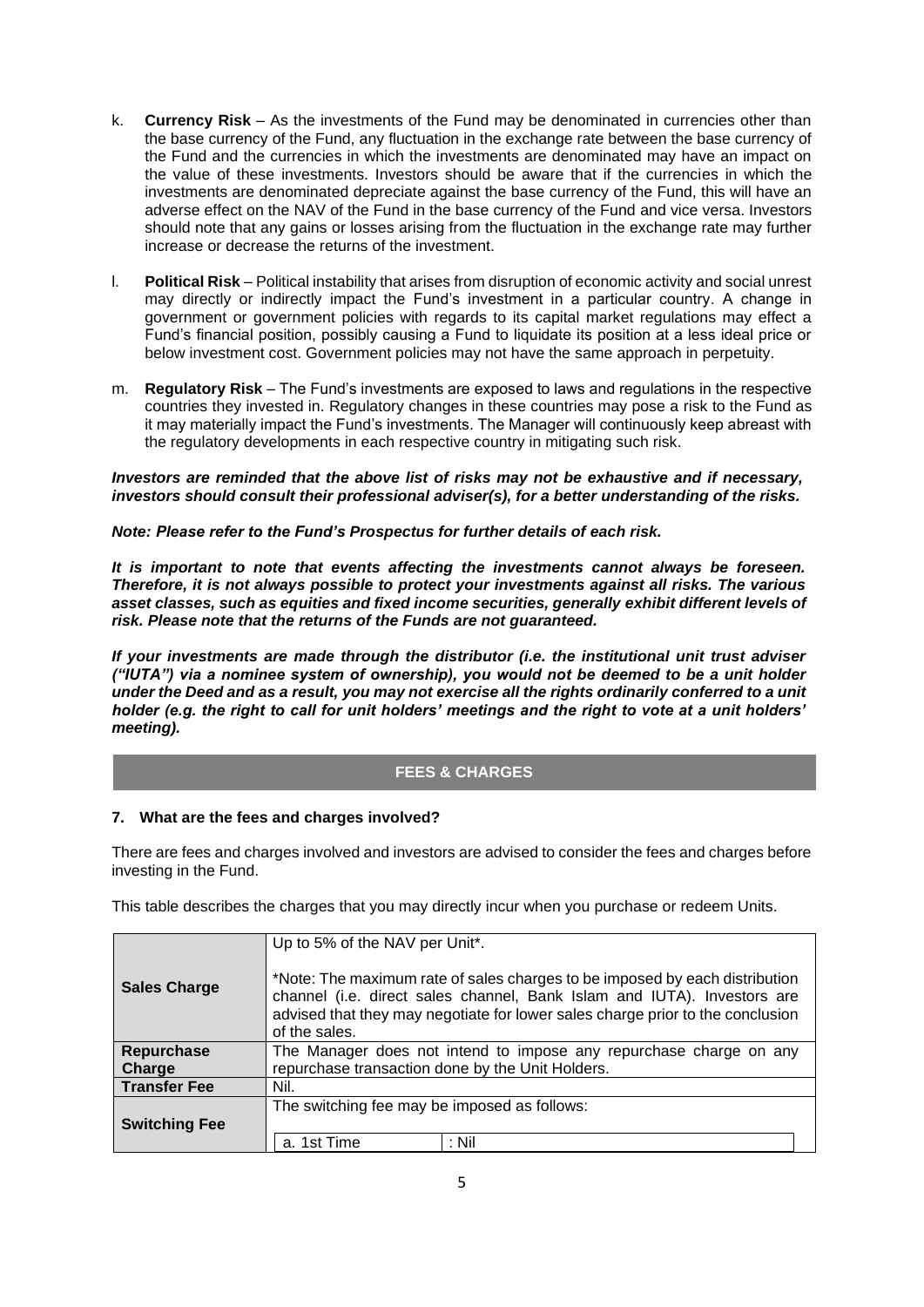k. **Currency Risk** – As the investments of the Fund may be denominated in currencies other than the base currency of the Fund, any fluctuation in the exchange rate between the base currency of the Fund and the currencies in which the investments are denominated may have an impact on the value of these investments. Investors should be aware that if the currencies in which the investments are denominated depreciate against the base currency of the Fund, this will have an adverse effect on the NAV of the Fund in the base currency of the Fund and vice versa. Investors should note that any gains or losses arising from the fluctuation in the exchange rate may further increase or decrease the returns of the investment.

l. **Political Risk** – Political instability that arises from disruption of economic activity and social unrest may directly or indirectly impact the Fund's investment in a particular country. A change in government or government policies with regards to its capital market regulations may effect a Fund's financial position, possibly causing a Fund to liquidate its position at a less ideal price or below investment cost. Government policies may not have the same approach in perpetuity.

m. **Regulatory Risk** – The Fund's investments are exposed to laws and regulations in the respective countries they invested in. Regulatory changes in these countries may pose a risk to the Fund as it may materially impact the Fund's investments. The Manager will continuously keep abreast with the regulatory developments in each respective country in mitigating such risk.

***Investors are reminded that the above list of risks may not be exhaustive and if necessary, investors should consult their professional adviser(s), for a better understanding of the risks.***

***Note: Please refer to the Fund's Prospectus for further details of each risk.***

***It is important to note that events affecting the investments cannot always be foreseen. Therefore, it is not always possible to protect your investments against all risks. The various asset classes, such as equities and fixed income securities, generally exhibit different levels of risk. Please note that the returns of the Funds are not guaranteed.***

***If your investments are made through the distributor (i.e. the institutional unit trust adviser ("IUTA") via a nominee system of ownership), you would not be deemed to be a unit holder under the Deed and as a result, you may not exercise all the rights ordinarily conferred to a unit holder (e.g. the right to call for unit holders' meetings and the right to vote at a unit holders' meeting).***

## FEES & CHARGES

### 7. What are the fees and charges involved?

There are fees and charges involved and investors are advised to consider the fees and charges before investing in the Fund.

This table describes the charges that you may directly incur when you purchase or redeem Units.

| | |
|---|---|
| **Sales Charge** | Up to 5% of the NAV per Unit*.<br><br>*Note: The maximum rate of sales charges to be imposed by each distribution channel (i.e. direct sales channel, Bank Islam and IUTA). Investors are advised that they may negotiate for lower sales charge prior to the conclusion of the sales. |
| **Repurchase Charge** | The Manager does not intend to impose any repurchase charge on any repurchase transaction done by the Unit Holders. |
| **Transfer Fee** | Nil. |
| **Switching Fee** | The switching fee may be imposed as follows:<br><br>a. 1st Time : Nil |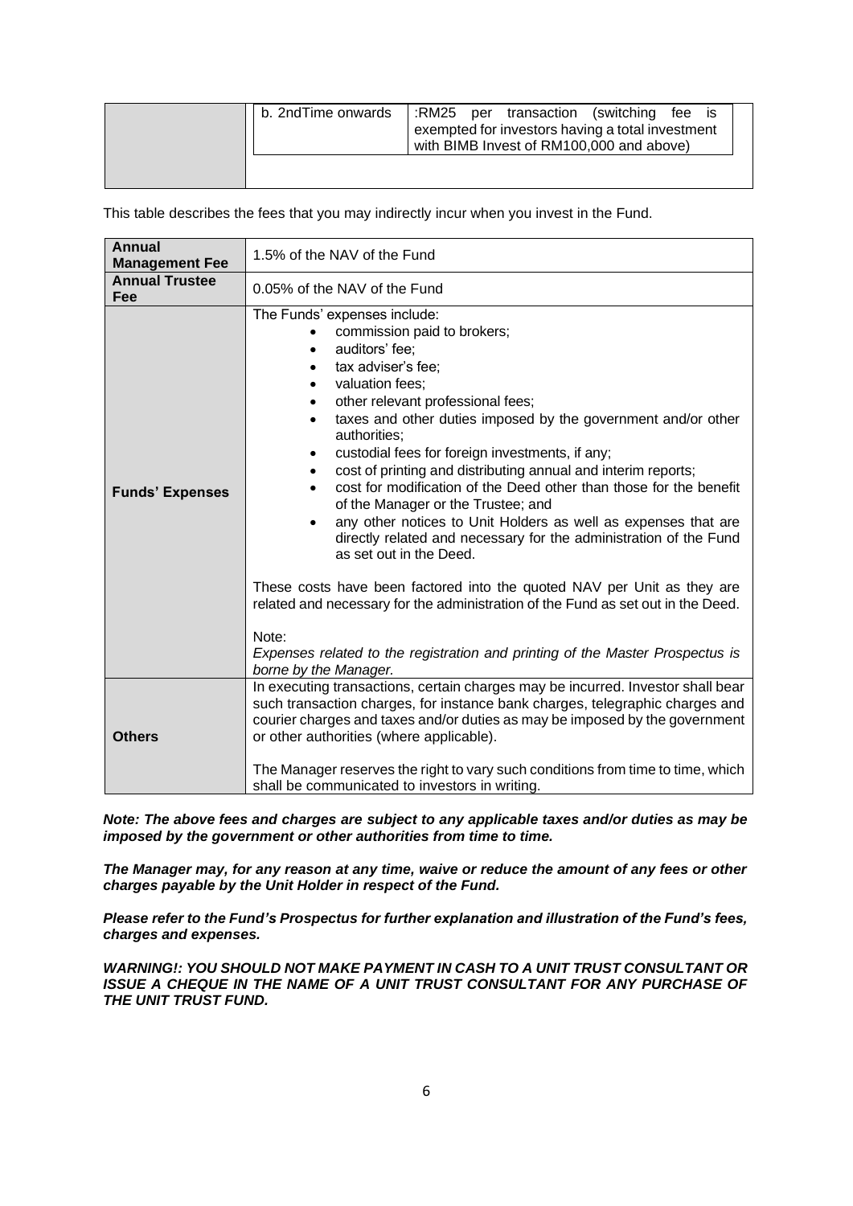| | | |
|---|---|---|
| | b. 2ndTime onwards | :RM25 per transaction (switching fee is exempted for investors having a total investment with BIMB Invest of RM100,000 and above) |

This table describes the fees that you may indirectly incur when you invest in the Fund.

| | |
|---|---|
| **Annual Management Fee** | 1.5% of the NAV of the Fund |
| **Annual Trustee Fee** | 0.05% of the NAV of the Fund |
| **Funds' Expenses** | The Funds' expenses include:<br>• commission paid to brokers;<br>• auditors' fee;<br>• tax adviser's fee;<br>• valuation fees;<br>• other relevant professional fees;<br>• taxes and other duties imposed by the government and/or other authorities;<br>• custodial fees for foreign investments, if any;<br>• cost of printing and distributing annual and interim reports;<br>• cost for modification of the Deed other than those for the benefit of the Manager or the Trustee; and<br>• any other notices to Unit Holders as well as expenses that are directly related and necessary for the administration of the Fund as set out in the Deed.<br><br>These costs have been factored into the quoted NAV per Unit as they are related and necessary for the administration of the Fund as set out in the Deed.<br><br>Note:<br>*Expenses related to the registration and printing of the Master Prospectus is borne by the Manager.* |
| **Others** | In executing transactions, certain charges may be incurred. Investor shall bear such transaction charges, for instance bank charges, telegraphic charges and courier charges and taxes and/or duties as may be imposed by the government or other authorities (where applicable).<br><br>The Manager reserves the right to vary such conditions from time to time, which shall be communicated to investors in writing. |

***Note: The above fees and charges are subject to any applicable taxes and/or duties as may be imposed by the government or other authorities from time to time.***

***The Manager may, for any reason at any time, waive or reduce the amount of any fees or other charges payable by the Unit Holder in respect of the Fund.***

***Please refer to the Fund's Prospectus for further explanation and illustration of the Fund's fees, charges and expenses.***

***WARNING!: YOU SHOULD NOT MAKE PAYMENT IN CASH TO A UNIT TRUST CONSULTANT OR ISSUE A CHEQUE IN THE NAME OF A UNIT TRUST CONSULTANT FOR ANY PURCHASE OF THE UNIT TRUST FUND.***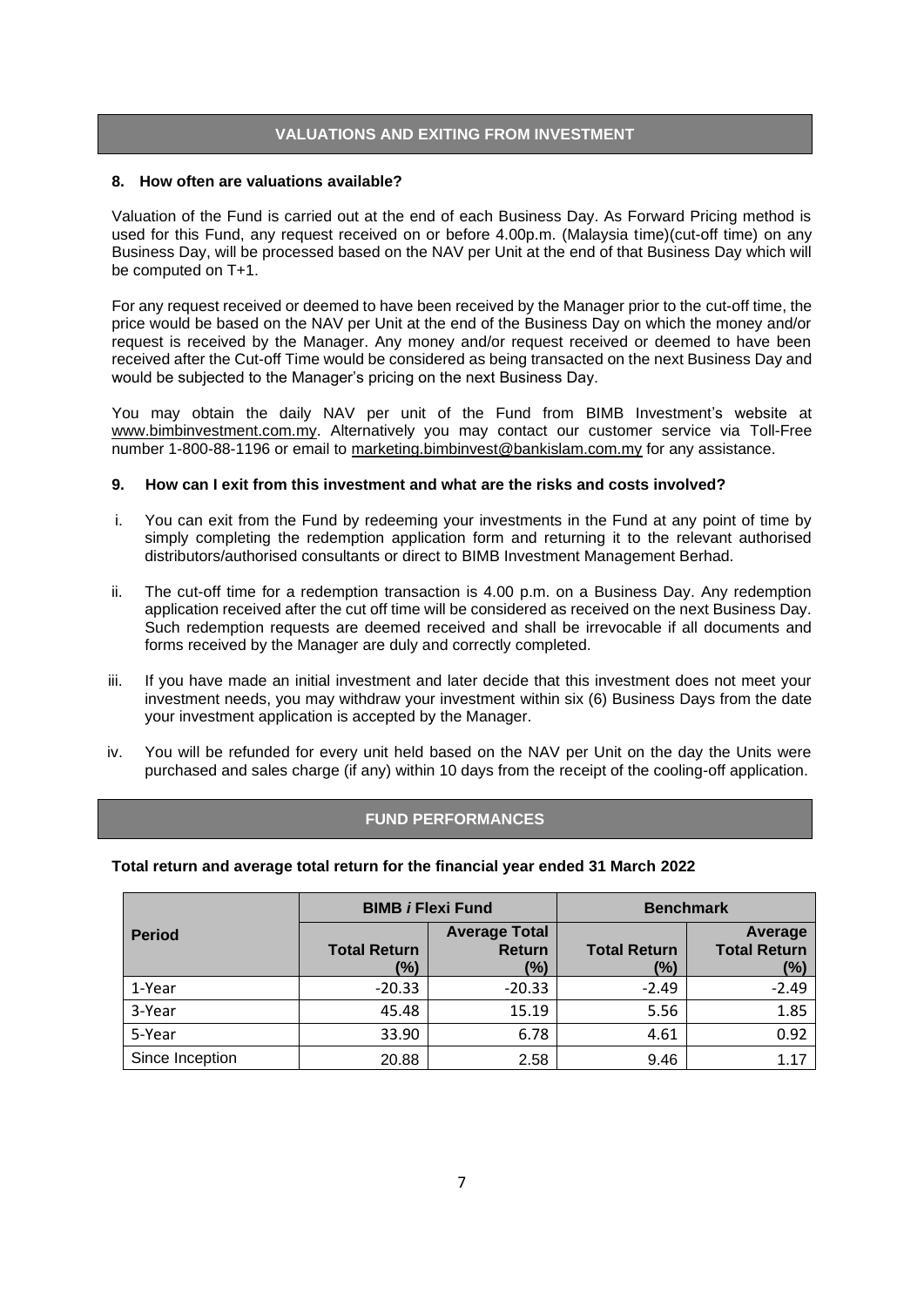## VALUATIONS AND EXITING FROM INVESTMENT

**8. How often are valuations available?**

Valuation of the Fund is carried out at the end of each Business Day. As Forward Pricing method is used for this Fund, any request received on or before 4.00p.m. (Malaysia time)(cut-off time) on any Business Day, will be processed based on the NAV per Unit at the end of that Business Day which will be computed on T+1.

For any request received or deemed to have been received by the Manager prior to the cut-off time, the price would be based on the NAV per Unit at the end of the Business Day on which the money and/or request is received by the Manager. Any money and/or request received or deemed to have been received after the Cut-off Time would be considered as being transacted on the next Business Day and would be subjected to the Manager's pricing on the next Business Day.

You may obtain the daily NAV per unit of the Fund from BIMB Investment's website at www.bimbinvestment.com.my. Alternatively you may contact our customer service via Toll-Free number 1-800-88-1196 or email to marketing.bimbinvest@bankislam.com.my for any assistance.

**9. How can I exit from this investment and what are the risks and costs involved?**

i. You can exit from the Fund by redeeming your investments in the Fund at any point of time by simply completing the redemption application form and returning it to the relevant authorised distributors/authorised consultants or direct to BIMB Investment Management Berhad.

ii. The cut-off time for a redemption transaction is 4.00 p.m. on a Business Day. Any redemption application received after the cut off time will be considered as received on the next Business Day. Such redemption requests are deemed received and shall be irrevocable if all documents and forms received by the Manager are duly and correctly completed.

iii. If you have made an initial investment and later decide that this investment does not meet your investment needs, you may withdraw your investment within six (6) Business Days from the date your investment application is accepted by the Manager.

iv. You will be refunded for every unit held based on the NAV per Unit on the day the Units were purchased and sales charge (if any) within 10 days from the receipt of the cooling-off application.

## FUND PERFORMANCES

**Total return and average total return for the financial year ended 31 March 2022**

| Period | BIMB *i* Flexi Fund | | Benchmark | |
|---|---|---|---|---|
| | Total Return (%) | Average Total Return (%) | Total Return (%) | Average Total Return (%) |
| 1-Year | -20.33 | -20.33 | -2.49 | -2.49 |
| 3-Year | 45.48 | 15.19 | 5.56 | 1.85 |
| 5-Year | 33.90 | 6.78 | 4.61 | 0.92 |
| Since Inception | 20.88 | 2.58 | 9.46 | 1.17 |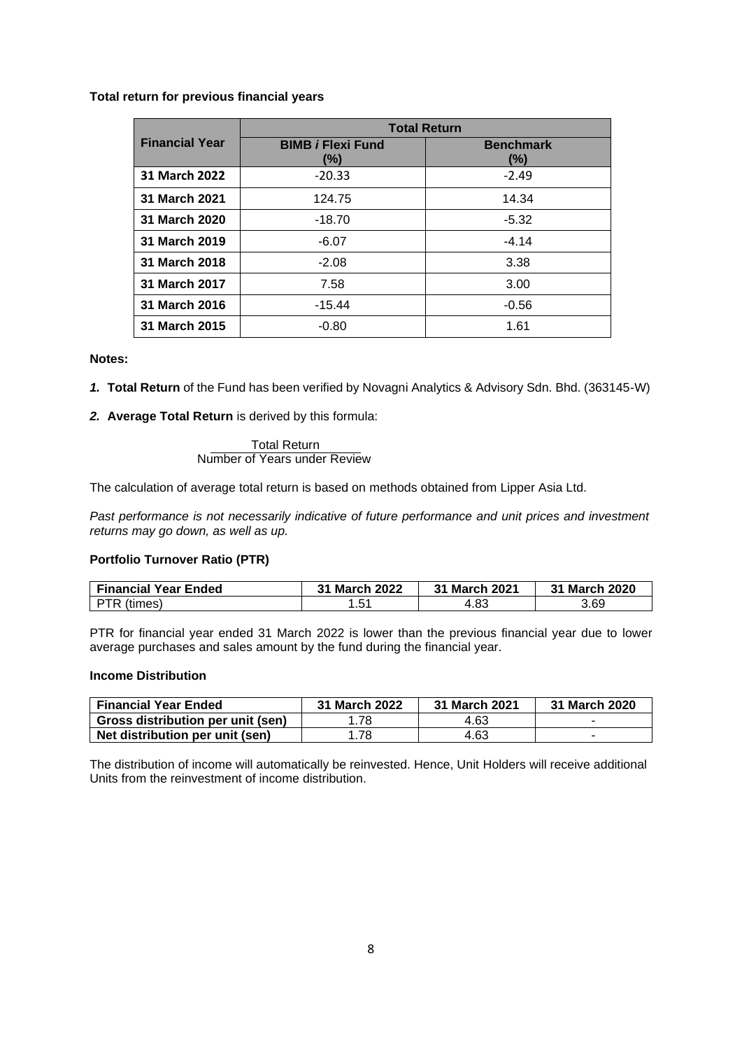**Total return for previous financial years**

| Financial Year | Total Return | |
|---|---|---|
| | BIMB *i* Flexi Fund (%) | Benchmark (%) |
| 31 March 2022 | -20.33 | -2.49 |
| 31 March 2021 | 124.75 | 14.34 |
| 31 March 2020 | -18.70 | -5.32 |
| 31 March 2019 | -6.07 | -4.14 |
| 31 March 2018 | -2.08 | 3.38 |
| 31 March 2017 | 7.58 | 3.00 |
| 31 March 2016 | -15.44 | -0.56 |
| 31 March 2015 | -0.80 | 1.61 |

**Notes:**

***1.*** **Total Return** of the Fund has been verified by Novagni Analytics & Advisory Sdn. Bhd. (363145-W)

***2.*** **Average Total Return** is derived by this formula:

$$\frac{\text{Total Return}}{\text{Number of Years under Review}}$$

The calculation of average total return is based on methods obtained from Lipper Asia Ltd.

*Past performance is not necessarily indicative of future performance and unit prices and investment returns may go down, as well as up.*

**Portfolio Turnover Ratio (PTR)**

| Financial Year Ended | 31 March 2022 | 31 March 2021 | 31 March 2020 |
|---|---|---|---|
| PTR (times) | 1.51 | 4.83 | 3.69 |

PTR for financial year ended 31 March 2022 is lower than the previous financial year due to lower average purchases and sales amount by the fund during the financial year.

**Income Distribution**

| Financial Year Ended | 31 March 2022 | 31 March 2021 | 31 March 2020 |
|---|---|---|---|
| Gross distribution per unit (sen) | 1.78 | 4.63 | - |
| Net distribution per unit (sen) | 1.78 | 4.63 | - |

The distribution of income will automatically be reinvested. Hence, Unit Holders will receive additional Units from the reinvestment of income distribution.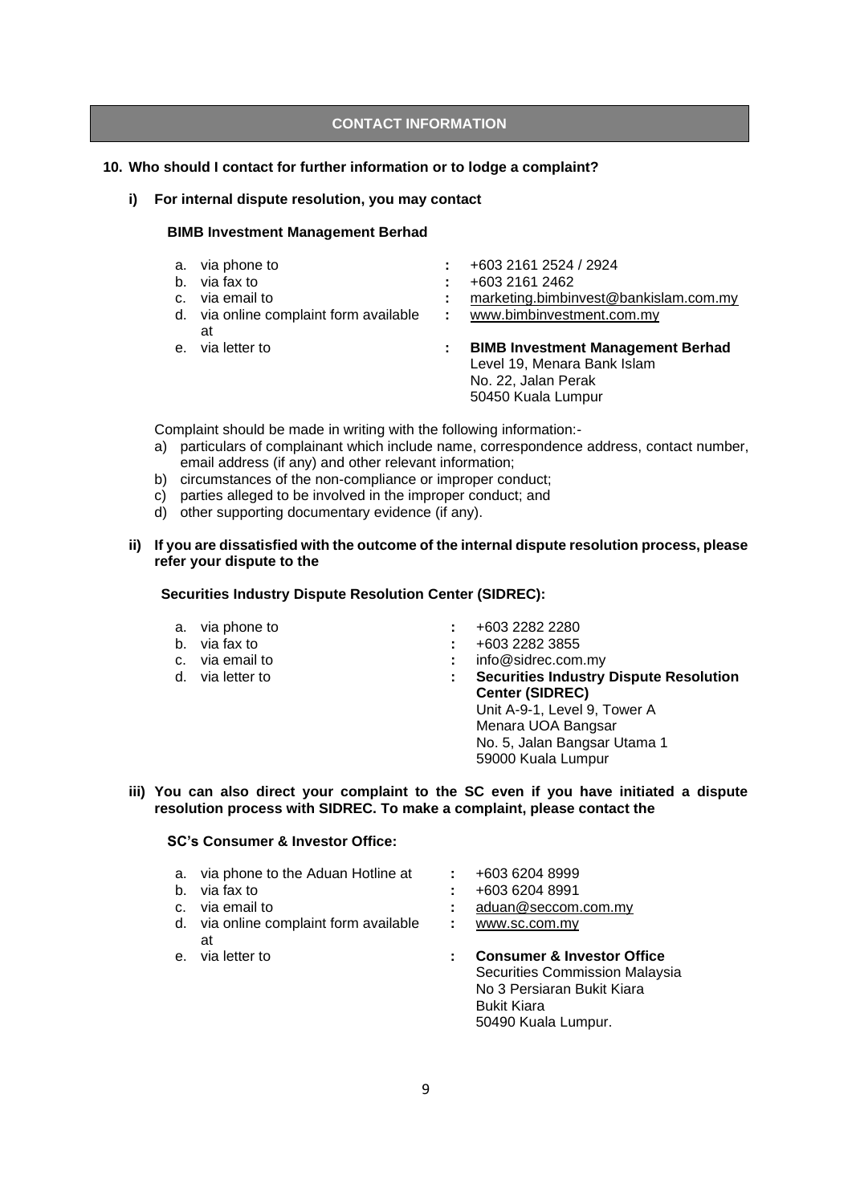## CONTACT INFORMATION

**10. Who should I contact for further information or to lodge a complaint?**

**i) For internal dispute resolution, you may contact**

**BIMB Investment Management Berhad**

a. via phone to : +603 2161 2524 / 2924
b. via fax to : +603 2161 2462
c. via email to : marketing.bimbinvest@bankislam.com.my
d. via online complaint form available at : www.bimbinvestment.com.my
e. via letter to : **BIMB Investment Management Berhad**
Level 19, Menara Bank Islam
No. 22, Jalan Perak
50450 Kuala Lumpur

Complaint should be made in writing with the following information:-

a) particulars of complainant which include name, correspondence address, contact number, email address (if any) and other relevant information;
b) circumstances of the non-compliance or improper conduct;
c) parties alleged to be involved in the improper conduct; and
d) other supporting documentary evidence (if any).

**ii) If you are dissatisfied with the outcome of the internal dispute resolution process, please refer your dispute to the**

**Securities Industry Dispute Resolution Center (SIDREC):**

a. via phone to : +603 2282 2280
b. via fax to : +603 2282 3855
c. via email to : info@sidrec.com.my
d. via letter to : **Securities Industry Dispute Resolution Center (SIDREC)**
Unit A-9-1, Level 9, Tower A
Menara UOA Bangsar
No. 5, Jalan Bangsar Utama 1
59000 Kuala Lumpur

**iii) You can also direct your complaint to the SC even if you have initiated a dispute resolution process with SIDREC. To make a complaint, please contact the**

**SC's Consumer & Investor Office:**

a. via phone to the Aduan Hotline at : +603 6204 8999
b. via fax to : +603 6204 8991
c. via email to : aduan@seccom.com.my
d. via online complaint form available at : www.sc.com.my
e. via letter to : **Consumer & Investor Office**
Securities Commission Malaysia
No 3 Persiaran Bukit Kiara
Bukit Kiara
50490 Kuala Lumpur.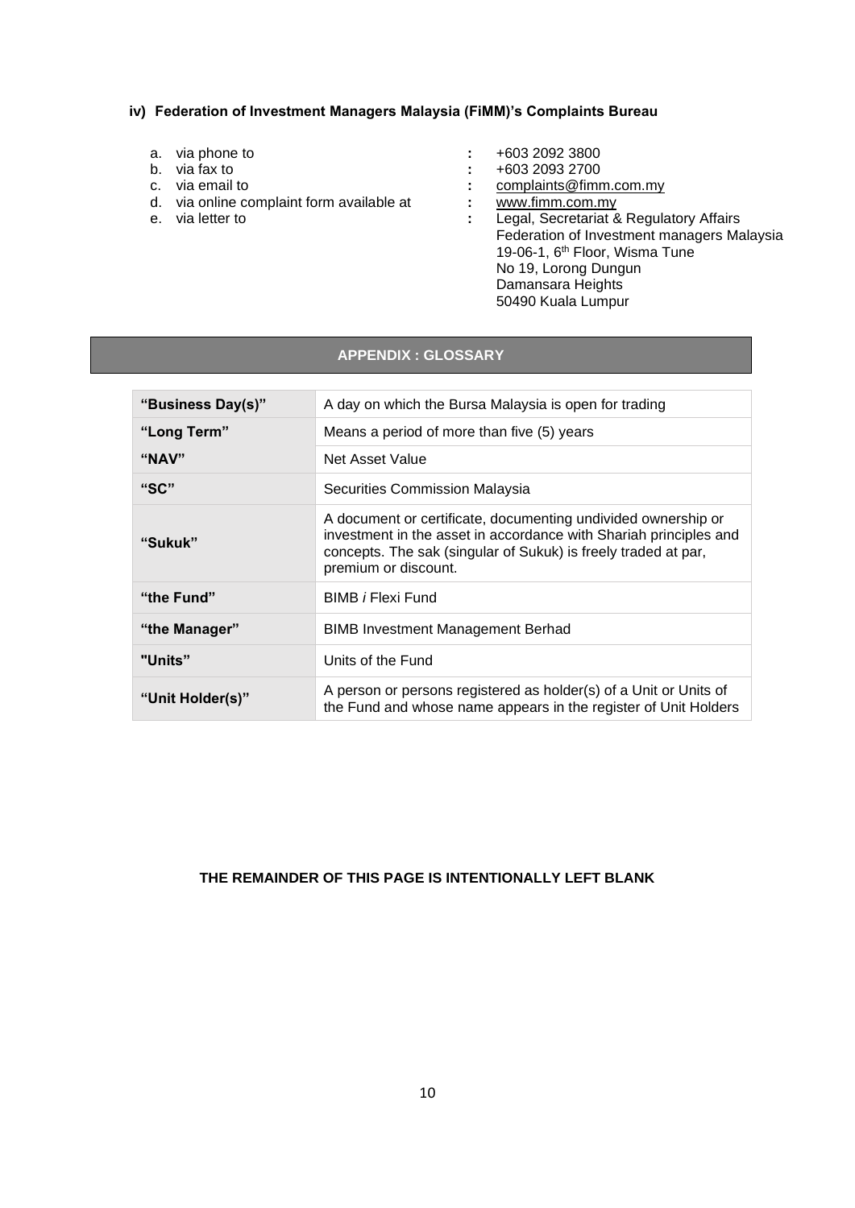#### iv) Federation of Investment Managers Malaysia (FiMM)'s Complaints Bureau

a. via phone to : +603 2092 3800
b. via fax to : +603 2093 2700
c. via email to : complaints@fimm.com.my
d. via online complaint form available at : www.fimm.com.my
e. via letter to : Legal, Secretariat & Regulatory Affairs
Federation of Investment managers Malaysia
19-06-1, 6th Floor, Wisma Tune
No 19, Lorong Dungun
Damansara Heights
50490 Kuala Lumpur

## APPENDIX : GLOSSARY

| | |
|---|---|
| **"Business Day(s)"** | A day on which the Bursa Malaysia is open for trading |
| **"Long Term"** | Means a period of more than five (5) years |
| **"NAV"** | Net Asset Value |
| **"SC"** | Securities Commission Malaysia |
| **"Sukuk"** | A document or certificate, documenting undivided ownership or investment in the asset in accordance with Shariah principles and concepts. The sak (singular of Sukuk) is freely traded at par, premium or discount. |
| **"the Fund"** | BIMB *i* Flexi Fund |
| **"the Manager"** | BIMB Investment Management Berhad |
| **"Units"** | Units of the Fund |
| **"Unit Holder(s)"** | A person or persons registered as holder(s) of a Unit or Units of the Fund and whose name appears in the register of Unit Holders |

**THE REMAINDER OF THIS PAGE IS INTENTIONALLY LEFT BLANK**